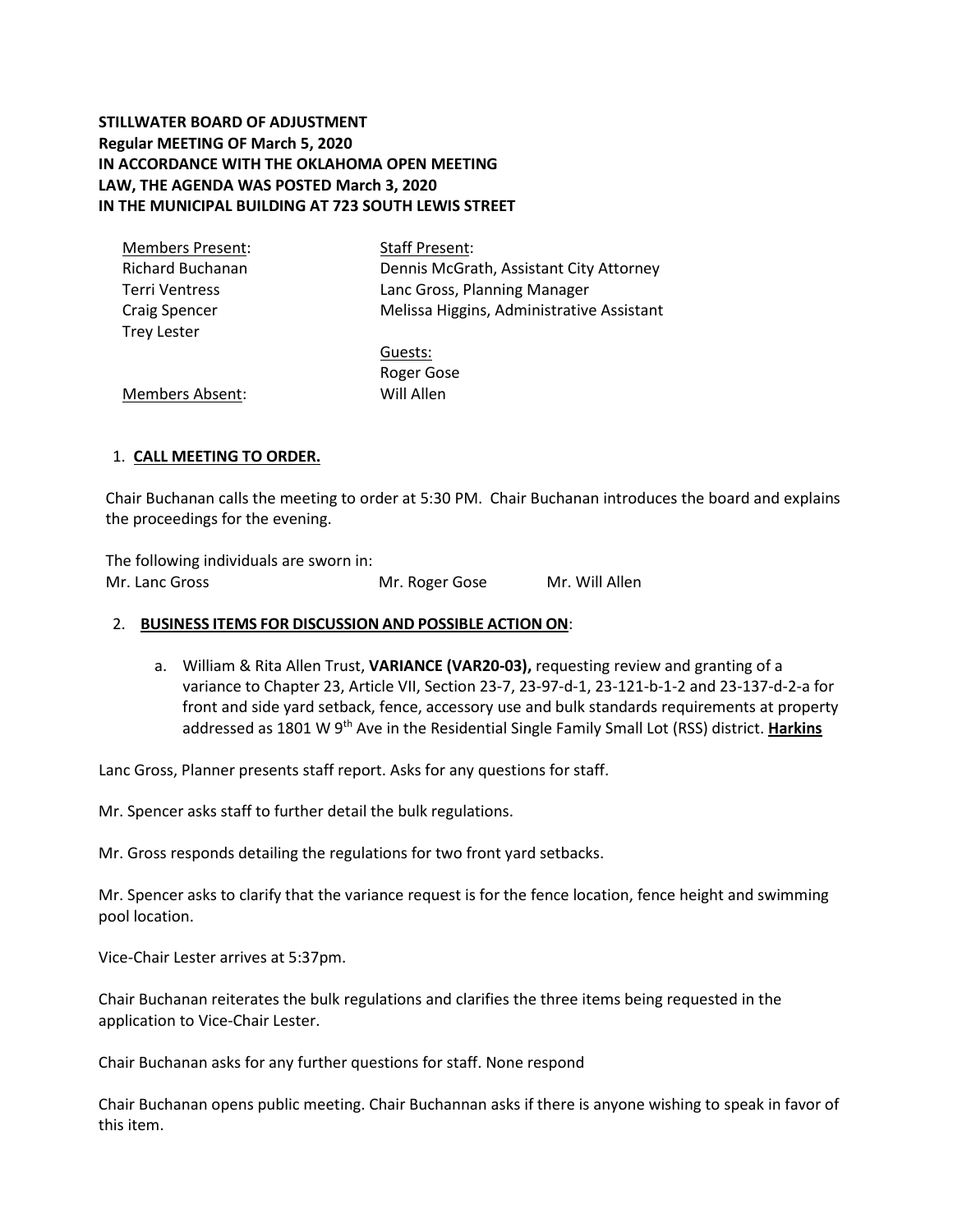**STILLWATER BOARD OF ADJUSTMENT**
**Regular MEETING OF March 5, 2020**
**IN ACCORDANCE WITH THE OKLAHOMA OPEN MEETING LAW, THE AGENDA WAS POSTED March 3, 2020**
**IN THE MUNICIPAL BUILDING AT 723 SOUTH LEWIS STREET**

| Members Present: | Staff Present: |
|---|---|
| Richard Buchanan | Dennis McGrath, Assistant City Attorney |
| Terri Ventress | Lanc Gross, Planning Manager |
| Craig Spencer | Melissa Higgins, Administrative Assistant |
| Trey Lester | |
| | Guests: |
| | Roger Gose |
| Members Absent: | Will Allen |

1. **CALL MEETING TO ORDER.**

Chair Buchanan calls the meeting to order at 5:30 PM. Chair Buchanan introduces the board and explains the proceedings for the evening.

The following individuals are sworn in:
Mr. Lanc Gross Mr. Roger Gose Mr. Will Allen

2. **BUSINESS ITEMS FOR DISCUSSION AND POSSIBLE ACTION ON**:

    a. William & Rita Allen Trust, **VARIANCE (VAR20-03),** requesting review and granting of a variance to Chapter 23, Article VII, Section 23-7, 23-97-d-1, 23-121-b-1-2 and 23-137-d-2-a for front and side yard setback, fence, accessory use and bulk standards requirements at property addressed as 1801 W 9th Ave in the Residential Single Family Small Lot (RSS) district. **Harkins**

Lanc Gross, Planner presents staff report. Asks for any questions for staff.

Mr. Spencer asks staff to further detail the bulk regulations.

Mr. Gross responds detailing the regulations for two front yard setbacks.

Mr. Spencer asks to clarify that the variance request is for the fence location, fence height and swimming pool location.

Vice-Chair Lester arrives at 5:37pm.

Chair Buchanan reiterates the bulk regulations and clarifies the three items being requested in the application to Vice-Chair Lester.

Chair Buchanan asks for any further questions for staff. None respond

Chair Buchanan opens public meeting. Chair Buchannan asks if there is anyone wishing to speak in favor of this item.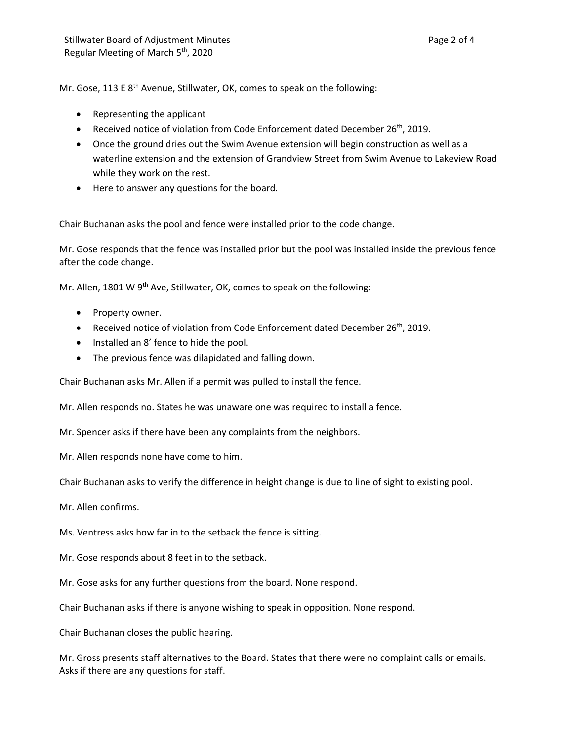Mr. Gose, 113 E 8th Avenue, Stillwater, OK, comes to speak on the following:

- Representing the applicant
- Received notice of violation from Code Enforcement dated December 26th, 2019.
- Once the ground dries out the Swim Avenue extension will begin construction as well as a waterline extension and the extension of Grandview Street from Swim Avenue to Lakeview Road while they work on the rest.
- Here to answer any questions for the board.

Chair Buchanan asks the pool and fence were installed prior to the code change.

Mr. Gose responds that the fence was installed prior but the pool was installed inside the previous fence after the code change.

Mr. Allen, 1801 W 9th Ave, Stillwater, OK, comes to speak on the following:

- Property owner.
- Received notice of violation from Code Enforcement dated December 26th, 2019.
- Installed an 8' fence to hide the pool.
- The previous fence was dilapidated and falling down.

Chair Buchanan asks Mr. Allen if a permit was pulled to install the fence.

Mr. Allen responds no. States he was unaware one was required to install a fence.

Mr. Spencer asks if there have been any complaints from the neighbors.

Mr. Allen responds none have come to him.

Chair Buchanan asks to verify the difference in height change is due to line of sight to existing pool.

Mr. Allen confirms.

Ms. Ventress asks how far in to the setback the fence is sitting.

Mr. Gose responds about 8 feet in to the setback.

Mr. Gose asks for any further questions from the board. None respond.

Chair Buchanan asks if there is anyone wishing to speak in opposition. None respond.

Chair Buchanan closes the public hearing.

Mr. Gross presents staff alternatives to the Board. States that there were no complaint calls or emails. Asks if there are any questions for staff.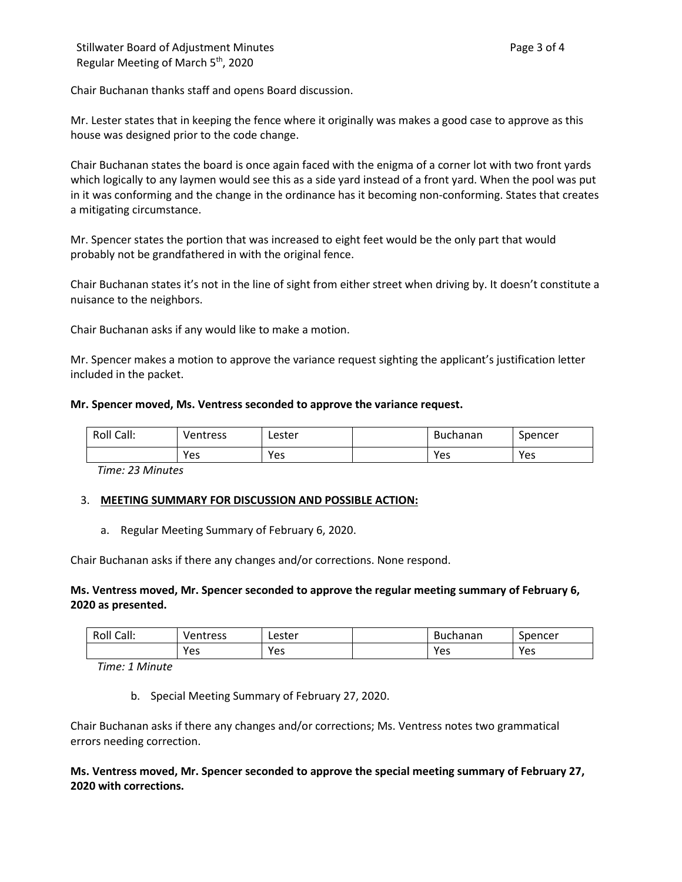Chair Buchanan thanks staff and opens Board discussion.

Mr. Lester states that in keeping the fence where it originally was makes a good case to approve as this house was designed prior to the code change.

Chair Buchanan states the board is once again faced with the enigma of a corner lot with two front yards which logically to any laymen would see this as a side yard instead of a front yard. When the pool was put in it was conforming and the change in the ordinance has it becoming non-conforming. States that creates a mitigating circumstance.

Mr. Spencer states the portion that was increased to eight feet would be the only part that would probably not be grandfathered in with the original fence.

Chair Buchanan states it's not in the line of sight from either street when driving by. It doesn't constitute a nuisance to the neighbors.

Chair Buchanan asks if any would like to make a motion.

Mr. Spencer makes a motion to approve the variance request sighting the applicant's justification letter included in the packet.

**Mr. Spencer moved, Ms. Ventress seconded to approve the variance request.**

| Roll Call: | Ventress | Lester | | Buchanan | Spencer |
|---|---|---|---|---|---|
| | Yes | Yes | | Yes | Yes |

*Time: 23 Minutes*

3. **MEETING SUMMARY FOR DISCUSSION AND POSSIBLE ACTION:**

   a. Regular Meeting Summary of February 6, 2020.

Chair Buchanan asks if there any changes and/or corrections. None respond.

**Ms. Ventress moved, Mr. Spencer seconded to approve the regular meeting summary of February 6, 2020 as presented.**

| Roll Call: | Ventress | Lester | | Buchanan | Spencer |
|---|---|---|---|---|---|
| | Yes | Yes | | Yes | Yes |

*Time: 1 Minute*

   b. Special Meeting Summary of February 27, 2020.

Chair Buchanan asks if there any changes and/or corrections; Ms. Ventress notes two grammatical errors needing correction.

**Ms. Ventress moved, Mr. Spencer seconded to approve the special meeting summary of February 27, 2020 with corrections.**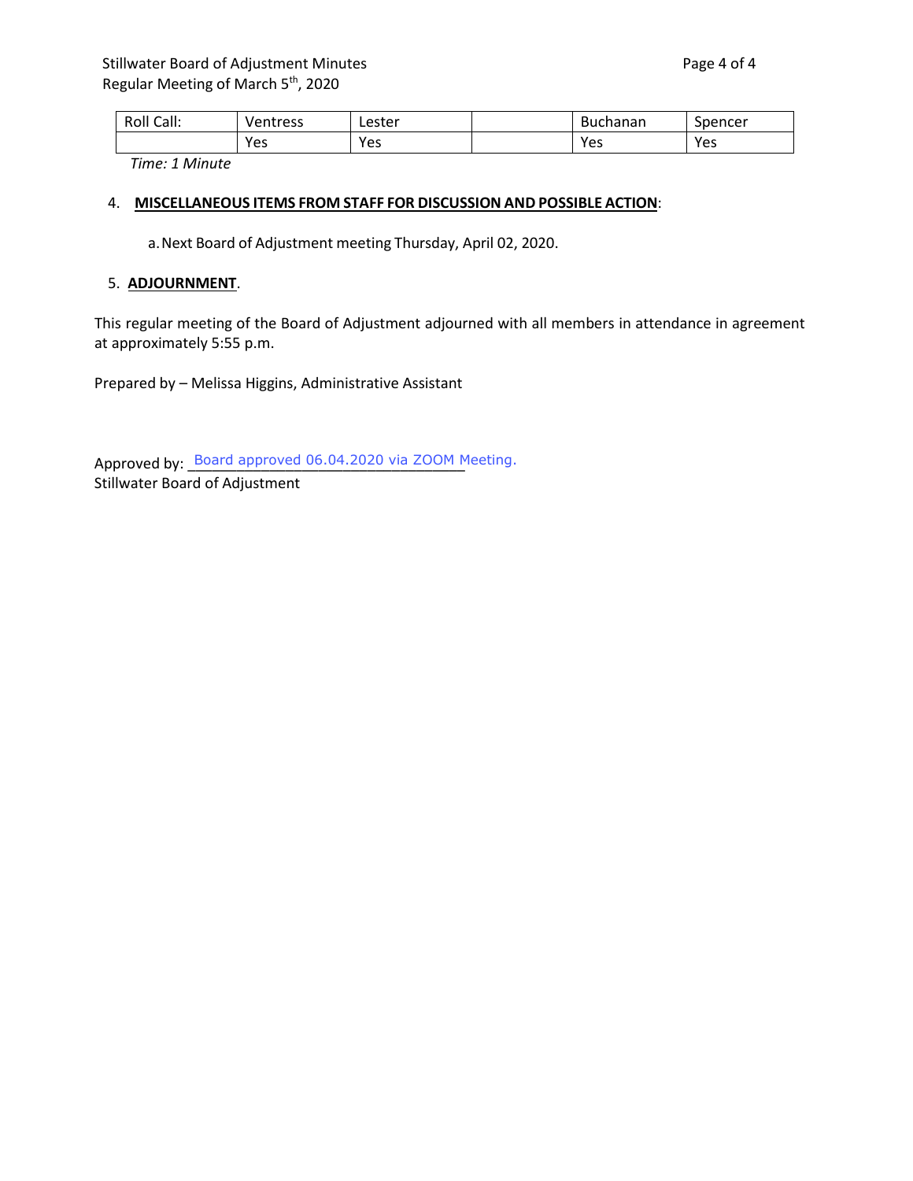| Roll Call: | Ventress | Lester | | Buchanan | Spencer |
|---|---|---|---|---|---|
| | Yes | Yes | | Yes | Yes |

*Time: 1 Minute*

4. **MISCELLANEOUS ITEMS FROM STAFF FOR DISCUSSION AND POSSIBLE ACTION**:

    a. Next Board of Adjustment meeting Thursday, April 02, 2020.

5. **ADJOURNMENT**.

This regular meeting of the Board of Adjustment adjourned with all members in attendance in agreement at approximately 5:55 p.m.

Prepared by – Melissa Higgins, Administrative Assistant

Approved by: Board approved 06.04.2020 via ZOOM Meeting.
Stillwater Board of Adjustment